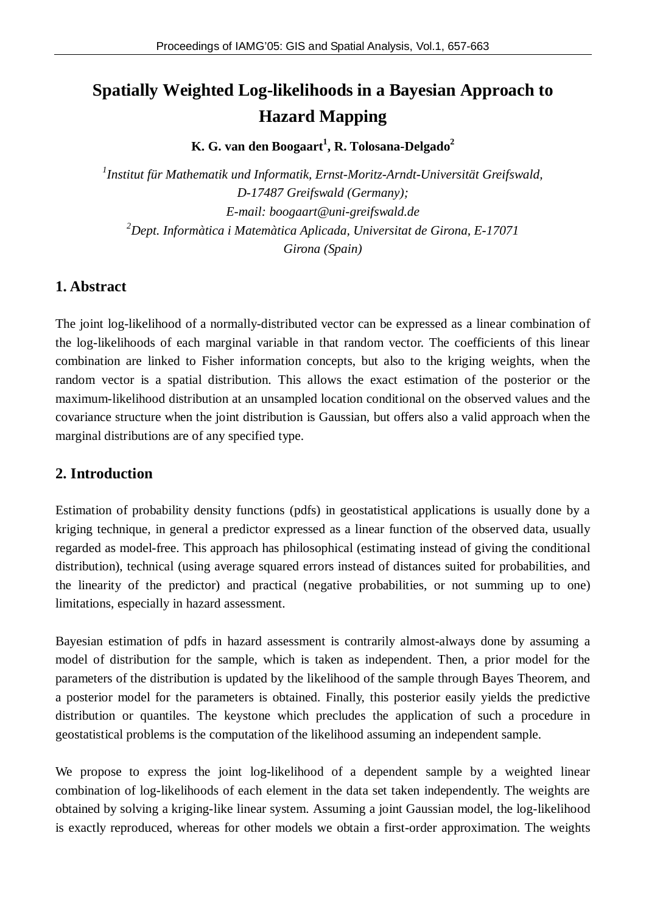# Spatially Weighted Log-likelihoods in a Bayesian Approach to Hazard Mapping

**K. G. van den Boogaart[1], R. Tolosana-Delgado[2]**

*[1]Institut für Mathematik und Informatik, Ernst-Moritz-Arndt-Universität Greifswald, D-17487 Greifswald (Germany);*
*E-mail: boogaart@uni-greifswald.de*
*[2]Dept. Informàtica i Matemàtica Aplicada, Universitat de Girona, E-17071 Girona (Spain)*

## 1. Abstract

The joint log-likelihood of a normally-distributed vector can be expressed as a linear combination of the log-likelihoods of each marginal variable in that random vector. The coefficients of this linear combination are linked to Fisher information concepts, but also to the kriging weights, when the random vector is a spatial distribution. This allows the exact estimation of the posterior or the maximum-likelihood distribution at an unsampled location conditional on the observed values and the covariance structure when the joint distribution is Gaussian, but offers also a valid approach when the marginal distributions are of any specified type.

## 2. Introduction

Estimation of probability density functions (pdfs) in geostatistical applications is usually done by a kriging technique, in general a predictor expressed as a linear function of the observed data, usually regarded as model-free. This approach has philosophical (estimating instead of giving the conditional distribution), technical (using average squared errors instead of distances suited for probabilities, and the linearity of the predictor) and practical (negative probabilities, or not summing up to one) limitations, especially in hazard assessment.

Bayesian estimation of pdfs in hazard assessment is contrarily almost-always done by assuming a model of distribution for the sample, which is taken as independent. Then, a prior model for the parameters of the distribution is updated by the likelihood of the sample through Bayes Theorem, and a posterior model for the parameters is obtained. Finally, this posterior easily yields the predictive distribution or quantiles. The keystone which precludes the application of such a procedure in geostatistical problems is the computation of the likelihood assuming an independent sample.

We propose to express the joint log-likelihood of a dependent sample by a weighted linear combination of log-likelihoods of each element in the data set taken independently. The weights are obtained by solving a kriging-like linear system. Assuming a joint Gaussian model, the log-likelihood is exactly reproduced, whereas for other models we obtain a first-order approximation. The weights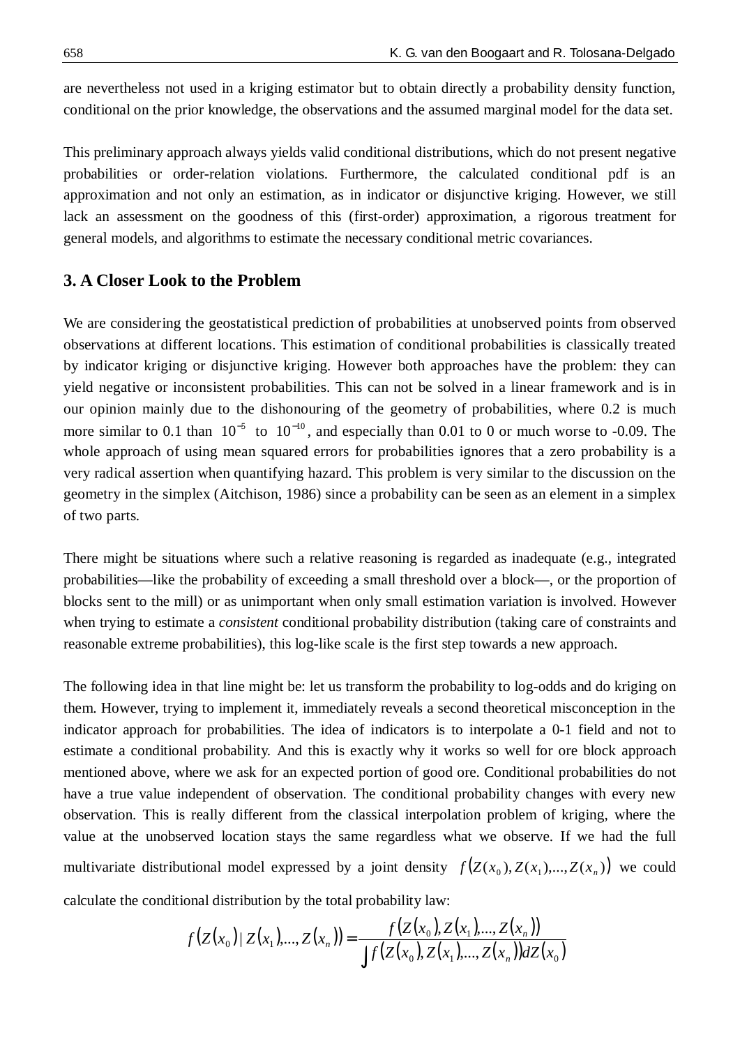are nevertheless not used in a kriging estimator but to obtain directly a probability density function, conditional on the prior knowledge, the observations and the assumed marginal model for the data set.

This preliminary approach always yields valid conditional distributions, which do not present negative probabilities or order-relation violations. Furthermore, the calculated conditional pdf is an approximation and not only an estimation, as in indicator or disjunctive kriging. However, we still lack an assessment on the goodness of this (first-order) approximation, a rigorous treatment for general models, and algorithms to estimate the necessary conditional metric covariances.

## 3. A Closer Look to the Problem

We are considering the geostatistical prediction of probabilities at unobserved points from observed observations at different locations. This estimation of conditional probabilities is classically treated by indicator kriging or disjunctive kriging. However both approaches have the problem: they can yield negative or inconsistent probabilities. This can not be solved in a linear framework and is in our opinion mainly due to the dishonouring of the geometry of probabilities, where 0.2 is much more similar to 0.1 than $10^{-5}$ to $10^{-10}$, and especially than 0.01 to 0 or much worse to -0.09. The whole approach of using mean squared errors for probabilities ignores that a zero probability is a very radical assertion when quantifying hazard. This problem is very similar to the discussion on the geometry in the simplex (Aitchison, 1986) since a probability can be seen as an element in a simplex of two parts.

There might be situations where such a relative reasoning is regarded as inadequate (e.g., integrated probabilities—like the probability of exceeding a small threshold over a block—, or the proportion of blocks sent to the mill) or as unimportant when only small estimation variation is involved. However when trying to estimate a *consistent* conditional probability distribution (taking care of constraints and reasonable extreme probabilities), this log-like scale is the first step towards a new approach.

The following idea in that line might be: let us transform the probability to log-odds and do kriging on them. However, trying to implement it, immediately reveals a second theoretical misconception in the indicator approach for probabilities. The idea of indicators is to interpolate a 0-1 field and not to estimate a conditional probability. And this is exactly why it works so well for ore block approach mentioned above, where we ask for an expected portion of good ore. Conditional probabilities do not have a true value independent of observation. The conditional probability changes with every new observation. This is really different from the classical interpolation problem of kriging, where the value at the unobserved location stays the same regardless what we observe. If we had the full multivariate distributional model expressed by a joint density $f\left(Z(x_0), Z(x_1), \ldots, Z(x_n)\right)$ we could calculate the conditional distribution by the total probability law:

$$f\left(Z(x_0) \mid Z(x_1), \ldots, Z(x_n)\right) = \frac{f\left(Z(x_0), Z(x_1), \ldots, Z(x_n)\right)}{\int f\left(Z(x_0), Z(x_1), \ldots, Z(x_n)\right) dZ(x_0)}$$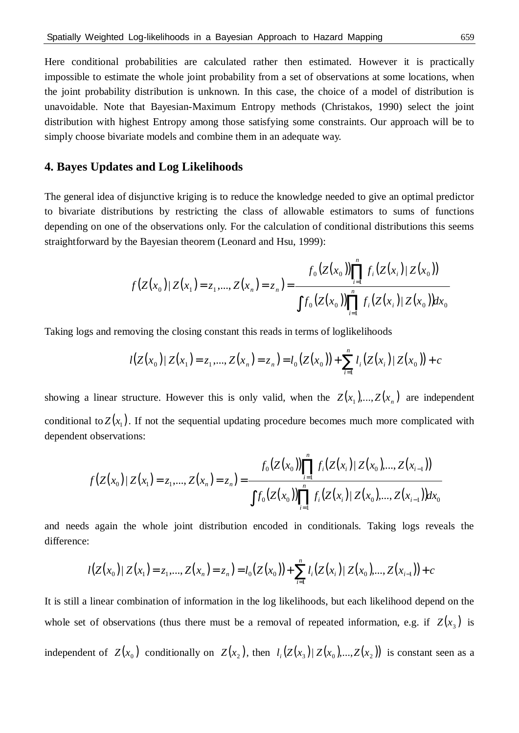Here conditional probabilities are calculated rather then estimated. However it is practically impossible to estimate the whole joint probability from a set of observations at some locations, when the joint probability distribution is unknown. In this case, the choice of a model of distribution is unavoidable. Note that Bayesian-Maximum Entropy methods (Christakos, 1990) select the joint distribution with highest Entropy among those satisfying some constraints. Our approach will be to simply choose bivariate models and combine them in an adequate way.

## 4. Bayes Updates and Log Likelihoods

The general idea of disjunctive kriging is to reduce the knowledge needed to give an optimal predictor to bivariate distributions by restricting the class of allowable estimators to sums of functions depending on one of the observations only. For the calculation of conditional distributions this seems straightforward by the Bayesian theorem (Leonard and Hsu, 1999):

$$f\left(Z(x_0)\,|\,Z(x_1)=z_1,\ldots,Z(x_n)=z_n\right)=\frac{f_0\left(Z(x_0)\right)\prod_{i=1}^{n} f_i\left(Z(x_i)\,|\,Z(x_0)\right)}{\int f_0\left(Z(x_0)\right)\prod_{i=1}^{n} f_i\left(Z(x_i)\,|\,Z(x_0)\right)dx_0}$$

Taking logs and removing the closing constant this reads in terms of loglikelihoods

$$l\left(Z(x_0)\,|\,Z(x_1)=z_1,\ldots,Z(x_n)=z_n\right)=l_0\left(Z(x_0)\right)+\sum_{i=1}^{n} l_i\left(Z(x_i)\,|\,Z(x_0)\right)+c$$

showing a linear structure. However this is only valid, when the $Z(x_1),\ldots,Z(x_n)$ are independent conditional to $Z(x_1)$. If not the sequential updating procedure becomes much more complicated with dependent observations:

$$f\left(Z(x_0)\,|\,Z(x_1)=z_1,\ldots,Z(x_n)=z_n\right)=\frac{f_0\left(Z(x_0)\right)\prod_{i=1}^{n} f_i\left(Z(x_i)\,|\,Z(x_0),\ldots,Z(x_{i-1})\right)}{\int f_0\left(Z(x_0)\right)\prod_{i=1}^{n} f_i\left(Z(x_i)\,|\,Z(x_0),\ldots,Z(x_{i-1})\right)dx_0}$$

and needs again the whole joint distribution encoded in conditionals. Taking logs reveals the difference:

$$l\left(Z(x_0)\,|\,Z(x_1)=z_1,\ldots,Z(x_n)=z_n\right)=l_0\left(Z(x_0)\right)+\sum_{i=1}^{n} l_i\left(Z(x_i)\,|\,Z(x_0),\ldots,Z(x_{i-1})\right)+c$$

It is still a linear combination of information in the log likelihoods, but each likelihood depend on the whole set of observations (thus there must be a removal of repeated information, e.g. if $Z(x_3)$ is independent of $Z(x_0)$ conditionally on $Z(x_2)$, then $l_i\left(Z(x_3)\,|\,Z(x_0),\ldots,Z(x_2)\right)$ is constant seen as a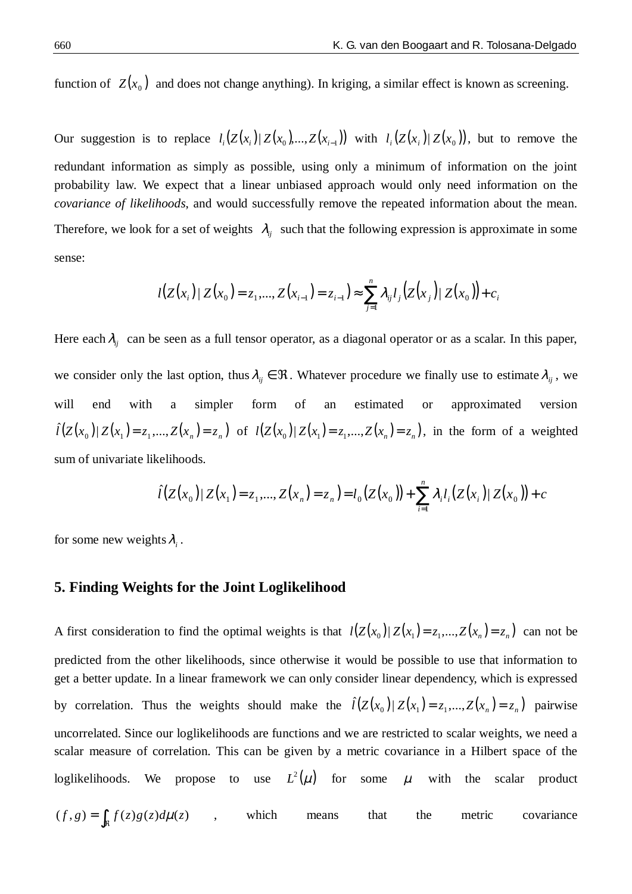function of $Z(x_0)$ and does not change anything). In kriging, a similar effect is known as screening.

Our suggestion is to replace $l_i(Z(x_i) | Z(x_0),...,Z(x_{i-1}))$ with $l_i(Z(x_i) | Z(x_0))$, but to remove the redundant information as simply as possible, using only a minimum of information on the joint probability law. We expect that a linear unbiased approach would only need information on the *covariance of likelihoods*, and would successfully remove the repeated information about the mean. Therefore, we look for a set of weights $\lambda_{ij}$ such that the following expression is approximate in some sense:

$$l(Z(x_i) | Z(x_0) = z_1,..., Z(x_{i-1}) = z_{i-1}) \approx \sum_{j=1}^{n} \lambda_{ij} l_j (Z(x_j) | Z(x_0)) + c_i$$

Here each $\lambda_{ij}$ can be seen as a full tensor operator, as a diagonal operator or as a scalar. In this paper, we consider only the last option, thus $\lambda_{ij} \in \Re$. Whatever procedure we finally use to estimate $\lambda_{ij}$, we will end with a simpler form of an estimated or approximated version $\hat{l}(Z(x_0) | Z(x_1) = z_1,..., Z(x_n) = z_n)$ of $l(Z(x_0) | Z(x_1) = z_1,..., Z(x_n) = z_n)$, in the form of a weighted sum of univariate likelihoods.

$$\hat{l}(Z(x_0) | Z(x_1) = z_1,..., Z(x_n) = z_n) = l_0(Z(x_0)) + \sum_{i=1}^{n} \lambda_i l_i (Z(x_i) | Z(x_0)) + c$$

for some new weights $\lambda_i$.

## 5. Finding Weights for the Joint Loglikelihood

A first consideration to find the optimal weights is that $l(Z(x_0) | Z(x_1) = z_1,..., Z(x_n) = z_n)$ can not be predicted from the other likelihoods, since otherwise it would be possible to use that information to get a better update. In a linear framework we can only consider linear dependency, which is expressed by correlation. Thus the weights should make the $\hat{l}(Z(x_0) | Z(x_1) = z_1,..., Z(x_n) = z_n)$ pairwise uncorrelated. Since our loglikelihoods are functions and we are restricted to scalar weights, we need a scalar measure of correlation. This can be given by a metric covariance in a Hilbert space of the loglikelihoods. We propose to use $L^2(\mu)$ for some $\mu$ with the scalar product $(f,g) = \int_{\mathbb{R}} f(z) g(z) d\mu(z)$, which means that the metric covariance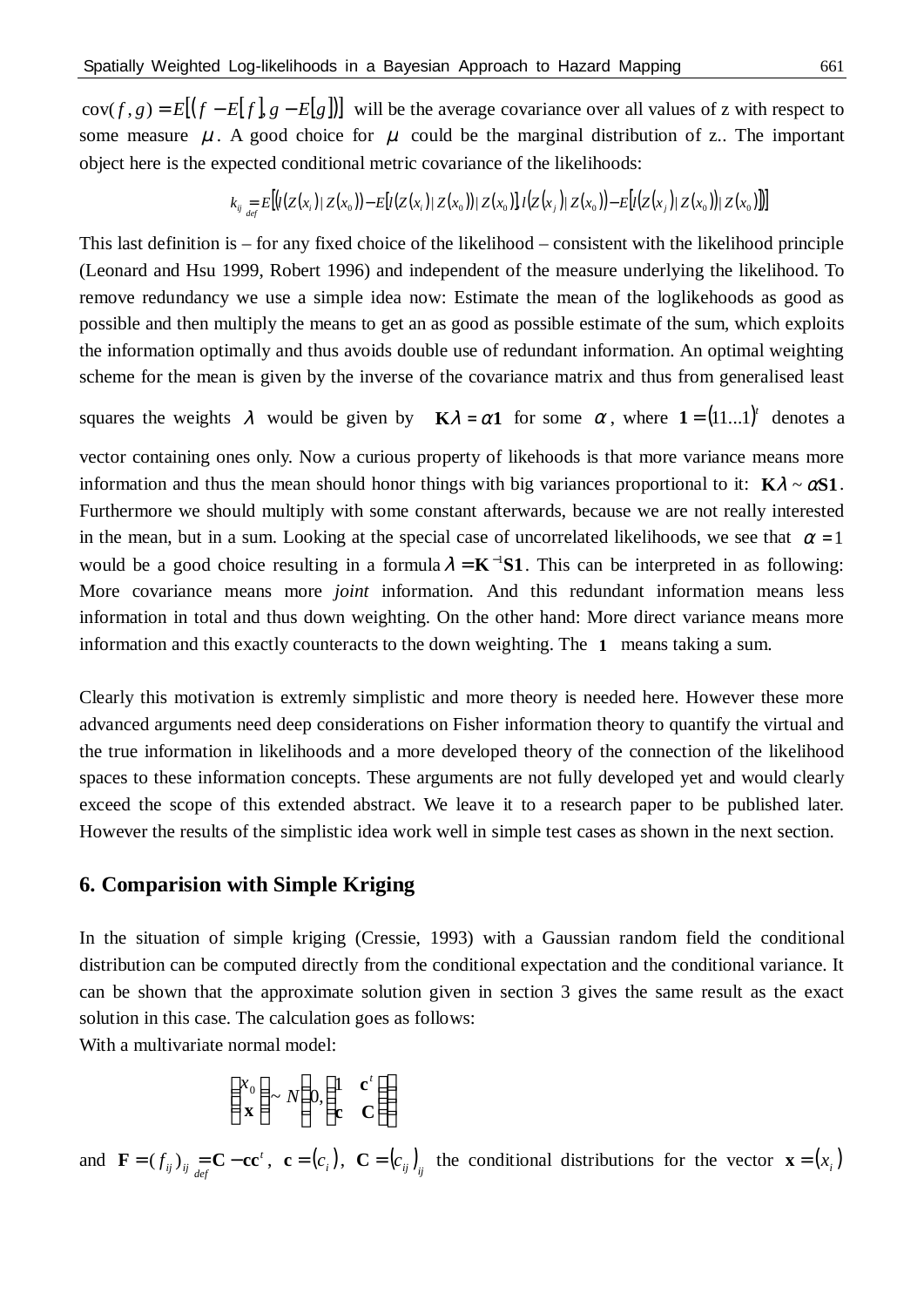$\mathrm{cov}(f,g) = E[(f - E[f], g - E[g])]$ will be the average covariance over all values of z with respect to some measure $\mu$. A good choice for $\mu$ could be the marginal distribution of z.. The important object here is the expected conditional metric covariance of the likelihoods:

$$k_{ij} \underset{def}{=} E\big[\big(l(Z(x_i)\,|\,Z(x_0)) - E[l(Z(x_i)\,|\,Z(x_0))\,|\,Z(x_0)],\, l(Z(x_j)\,|\,Z(x_0)) - E[l(Z(x_j)\,|\,Z(x_0))\,|\,Z(x_0)]\big)\big]$$

This last definition is – for any fixed choice of the likelihood – consistent with the likelihood principle (Leonard and Hsu 1999, Robert 1996) and independent of the measure underlying the likelihood. To remove redundancy we use a simple idea now: Estimate the mean of the loglikehoods as good as possible and then multiply the means to get an as good as possible estimate of the sum, which exploits the information optimally and thus avoids double use of redundant information. An optimal weighting scheme for the mean is given by the inverse of the covariance matrix and thus from generalised least squares the weights $\lambda$ would be given by $\mathbf{K}\lambda = \alpha\mathbf{1}$ for some $\alpha$, where $\mathbf{1} = (11...1)^t$ denotes a vector containing ones only. Now a curious property of likehoods is that more variance means more information and thus the mean should honor things with big variances proportional to it: $\mathbf{K}\lambda \sim \alpha\mathbf{S1}$. Furthermore we should multiply with some constant afterwards, because we are not really interested in the mean, but in a sum. Looking at the special case of uncorrelated likelihoods, we see that $\alpha = 1$ would be a good choice resulting in a formula $\lambda = \mathbf{K}^{-1}\mathbf{S1}$. This can be interpreted in as following: More covariance means more *joint* information. And this redundant information means less information in total and thus down weighting. On the other hand: More direct variance means more information and this exactly counteracts to the down weighting. The $\mathbf{1}$ means taking a sum.

Clearly this motivation is extremly simplistic and more theory is needed here. However these more advanced arguments need deep considerations on Fisher information theory to quantify the virtual and the true information in likelihoods and a more developed theory of the connection of the likelihood spaces to these information concepts. These arguments are not fully developed yet and would clearly exceed the scope of this extended abstract. We leave it to a research paper to be published later. However the results of the simplistic idea work well in simple test cases as shown in the next section.

## 6. Comparision with Simple Kriging

In the situation of simple kriging (Cressie, 1993) with a Gaussian random field the conditional distribution can be computed directly from the conditional expectation and the conditional variance. It can be shown that the approximate solution given in section 3 gives the same result as the exact solution in this case. The calculation goes as follows:

With a multivariate normal model:

$$\begin{pmatrix} x_0 \\ \mathbf{x} \end{pmatrix} \sim N\left(0, \begin{pmatrix} 1 & \mathbf{c}^t \\ \mathbf{c} & \mathbf{C} \end{pmatrix}\right)$$

and $\mathbf{F} = (f_{ij})_{ij} \underset{def}{=} \mathbf{C} - \mathbf{cc}^t$, $\mathbf{c} = (c_i)$, $\mathbf{C} = (c_{ij})_{ij}$ the conditional distributions for the vector $\mathbf{x} = (x_i)$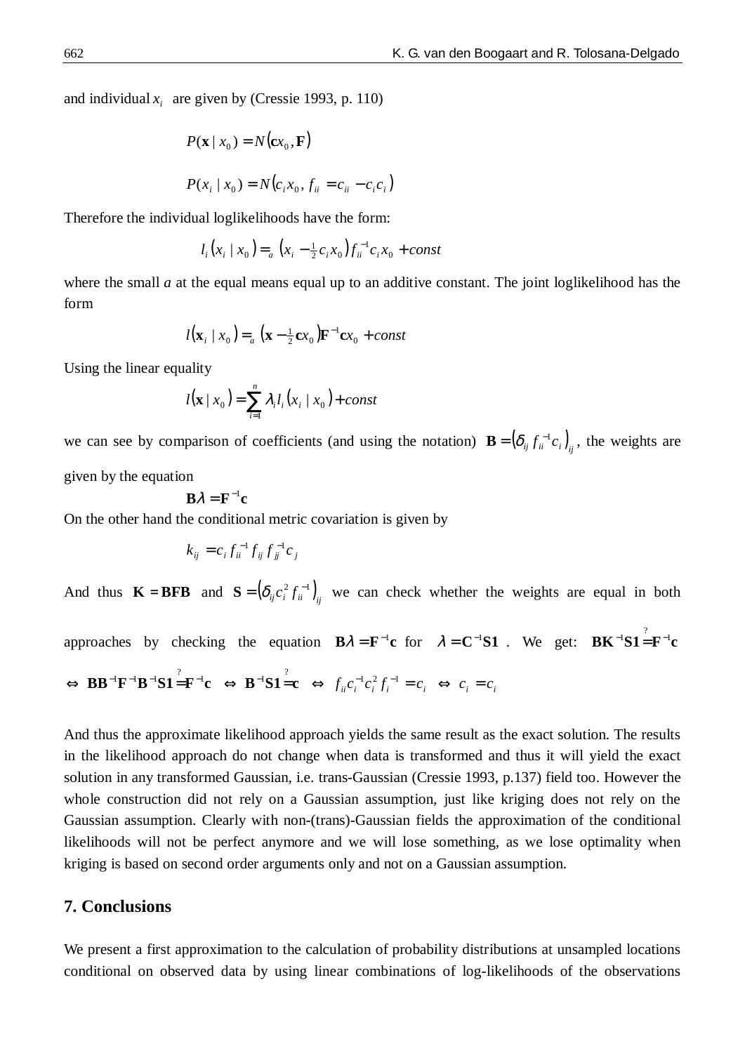and individual $x_i$ are given by (Cressie 1993, p. 110)

$$P(\mathbf{x} \mid x_0) = N(\mathbf{c}x_0, \mathbf{F})$$

$$P(x_i \mid x_0) = N(c_i x_0, f_{ii} = c_{ii} - c_i c_i)$$

Therefore the individual loglikelihoods have the form:

$$l_i(x_i \mid x_0) =_a (x_i - \tfrac{1}{2} c_i x_0) f_{ii}^{-1} c_i x_0 + const$$

where the small *a* at the equal means equal up to an additive constant. The joint loglikelihood has the form

$$l(\mathbf{x}_i \mid x_0) =_a (\mathbf{x} - \tfrac{1}{2}\mathbf{c}x_0)\mathbf{F}^{-1}\mathbf{c}x_0 + const$$

Using the linear equality

$$l(\mathbf{x} \mid x_0) = \sum_{i=1}^{n} \lambda_i l_i(x_i \mid x_0) + const$$

we can see by comparison of coefficients (and using the notation) $\mathbf{B} = \left(\delta_{ij} f_{ii}^{-1} c_i\right)_{ij}$, the weights are given by the equation

$$\mathbf{B}\lambda = \mathbf{F}^{-1}\mathbf{c}$$

On the other hand the conditional metric covariation is given by

$$k_{ij} = c_i f_{ii}^{-1} f_{ij} f_{jj}^{-1} c_j$$

And thus $\mathbf{K} = \mathbf{BFB}$ and $\mathbf{S} = \left(\delta_{ij} c_i^2 f_{ii}^{-1}\right)_{ij}$ we can check whether the weights are equal in both approaches by checking the equation $\mathbf{B}\lambda = \mathbf{F}^{-1}\mathbf{c}$ for $\lambda = \mathbf{C}^{-1}\mathbf{S1}$. We get: $\mathbf{BK}^{-1}\mathbf{S1} \overset{?}{=} \mathbf{F}^{-1}\mathbf{c}$ $\Leftrightarrow$ $\mathbf{BB}^{-1}\mathbf{F}^{-1}\mathbf{B}^{-1}\mathbf{S1} \overset{?}{=} \mathbf{F}^{-1}\mathbf{c}$ $\Leftrightarrow$ $\mathbf{B}^{-1}\mathbf{S1} \overset{?}{=} \mathbf{c}$ $\Leftrightarrow$ $f_{ii} c_i^{-1} c_i^2 f_i^{-1} = c_i$ $\Leftrightarrow$ $c_i = c_i$

And thus the approximate likelihood approach yields the same result as the exact solution. The results in the likelihood approach do not change when data is transformed and thus it will yield the exact solution in any transformed Gaussian, i.e. trans-Gaussian (Cressie 1993, p.137) field too. However the whole construction did not rely on a Gaussian assumption, just like kriging does not rely on the Gaussian assumption. Clearly with non-(trans)-Gaussian fields the approximation of the conditional likelihoods will not be perfect anymore and we will lose something, as we lose optimality when kriging is based on second order arguments only and not on a Gaussian assumption.

## 7. Conclusions

We present a first approximation to the calculation of probability distributions at unsampled locations conditional on observed data by using linear combinations of log-likelihoods of the observations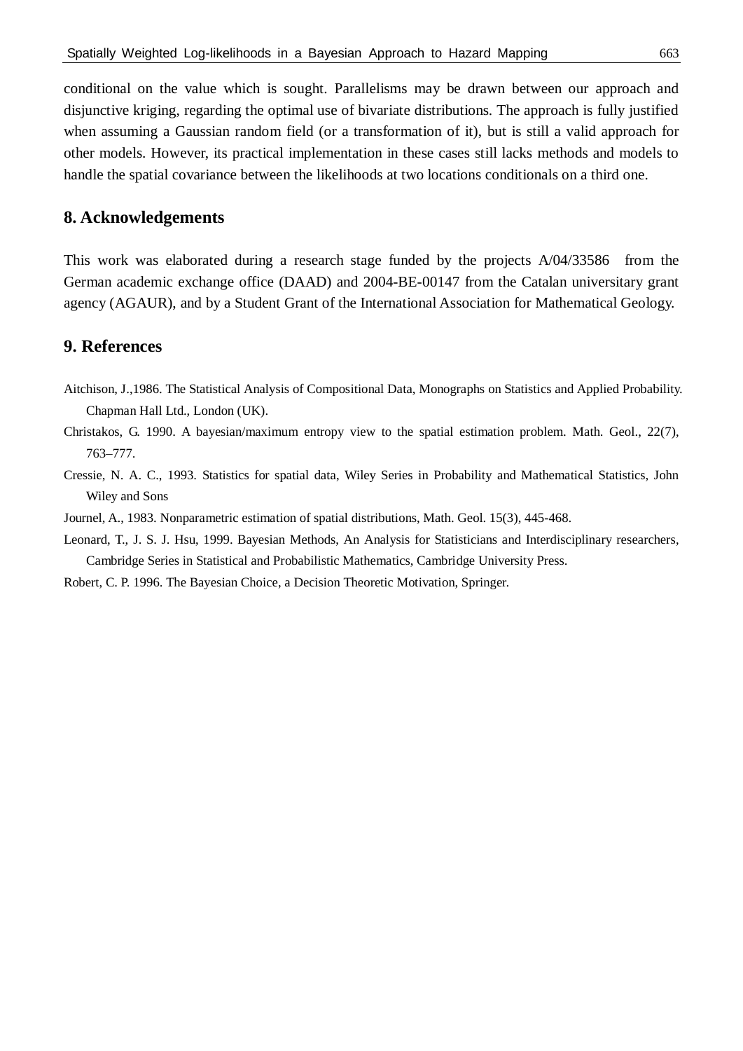conditional on the value which is sought. Parallelisms may be drawn between our approach and disjunctive kriging, regarding the optimal use of bivariate distributions. The approach is fully justified when assuming a Gaussian random field (or a transformation of it), but is still a valid approach for other models. However, its practical implementation in these cases still lacks methods and models to handle the spatial covariance between the likelihoods at two locations conditionals on a third one.

## 8. Acknowledgements

This work was elaborated during a research stage funded by the projects A/04/33586 from the German academic exchange office (DAAD) and 2004-BE-00147 from the Catalan universitary grant agency (AGAUR), and by a Student Grant of the International Association for Mathematical Geology.

## 9. References

Aitchison, J.,1986. The Statistical Analysis of Compositional Data, Monographs on Statistics and Applied Probability. Chapman Hall Ltd., London (UK).

Christakos, G. 1990. A bayesian/maximum entropy view to the spatial estimation problem. Math. Geol., 22(7), 763–777.

Cressie, N. A. C., 1993. Statistics for spatial data, Wiley Series in Probability and Mathematical Statistics, John Wiley and Sons

Journel, A., 1983. Nonparametric estimation of spatial distributions, Math. Geol. 15(3), 445-468.

Leonard, T., J. S. J. Hsu, 1999. Bayesian Methods, An Analysis for Statisticians and Interdisciplinary researchers, Cambridge Series in Statistical and Probabilistic Mathematics, Cambridge University Press.

Robert, C. P. 1996. The Bayesian Choice, a Decision Theoretic Motivation, Springer.